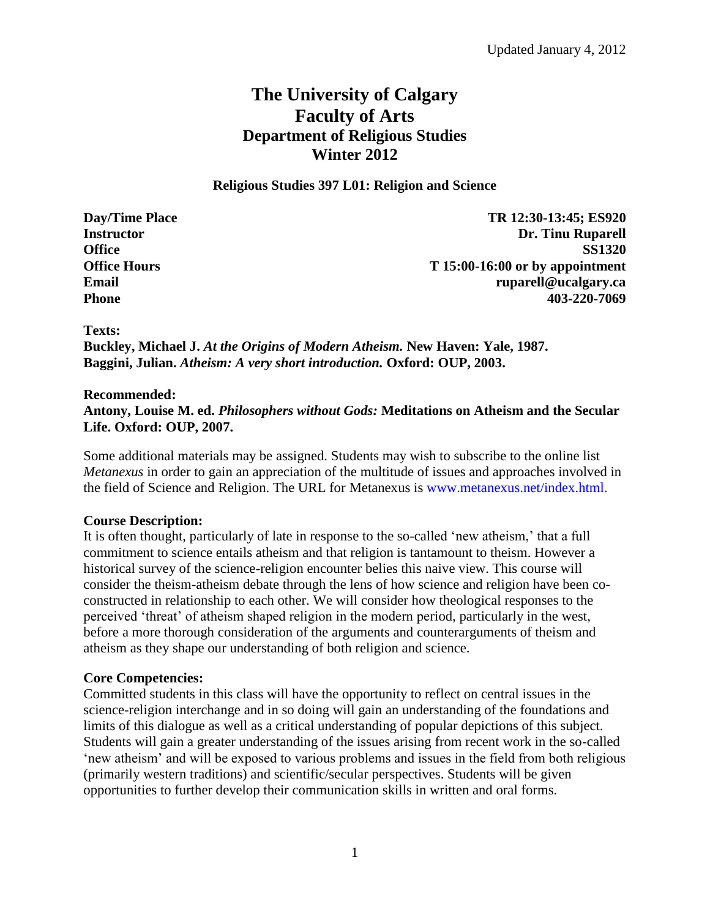Updated January 4, 2012

# The University of Calgary
# Faculty of Arts
## Department of Religious Studies
## Winter 2012

### Religious Studies 397 L01: Religion and Science

| | |
|---|---|
| **Day/Time Place** | **TR 12:30-13:45; ES920** |
| **Instructor** | **Dr. Tinu Ruparell** |
| **Office** | **SS1320** |
| **Office Hours** | **T 15:00-16:00 or by appointment** |
| **Email** | **ruparell@ucalgary.ca** |
| **Phone** | **403-220-7069** |

**Texts:**
**Buckley, Michael J.** ***At the Origins of Modern Atheism.*** **New Haven: Yale, 1987.**
**Baggini, Julian.** ***Atheism: A very short introduction.*** **Oxford: OUP, 2003.**

**Recommended:**
**Antony, Louise M. ed.** ***Philosophers without Gods:*** **Meditations on Atheism and the Secular Life. Oxford: OUP, 2007.**

Some additional materials may be assigned. Students may wish to subscribe to the online list *Metanexus* in order to gain an appreciation of the multitude of issues and approaches involved in the field of Science and Religion. The URL for Metanexus is www.metanexus.net/index.html.

**Course Description:**
It is often thought, particularly of late in response to the so-called 'new atheism,' that a full commitment to science entails atheism and that religion is tantamount to theism. However a historical survey of the science-religion encounter belies this naive view. This course will consider the theism-atheism debate through the lens of how science and religion have been co-constructed in relationship to each other. We will consider how theological responses to the perceived 'threat' of atheism shaped religion in the modern period, particularly in the west, before a more thorough consideration of the arguments and counterarguments of theism and atheism as they shape our understanding of both religion and science.

**Core Competencies:**
Committed students in this class will have the opportunity to reflect on central issues in the science-religion interchange and in so doing will gain an understanding of the foundations and limits of this dialogue as well as a critical understanding of popular depictions of this subject. Students will gain a greater understanding of the issues arising from recent work in the so-called 'new atheism' and will be exposed to various problems and issues in the field from both religious (primarily western traditions) and scientific/secular perspectives. Students will be given opportunities to further develop their communication skills in written and oral forms.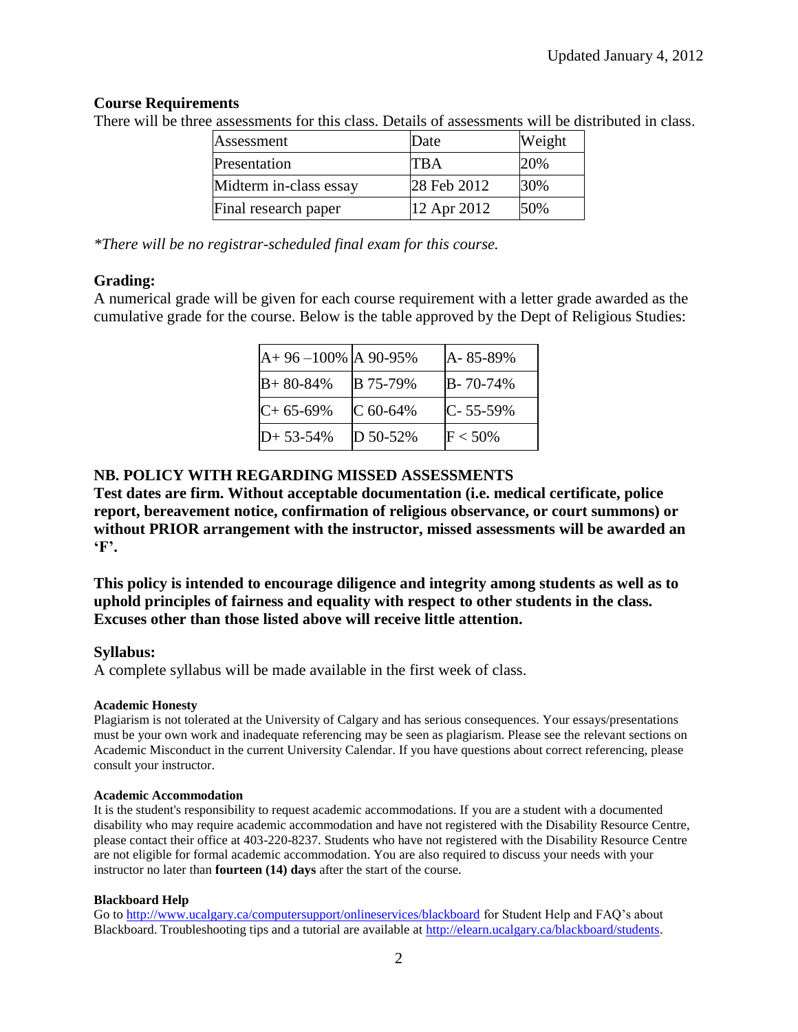Updated January 4, 2012

## Course Requirements

There will be three assessments for this class. Details of assessments will be distributed in class.

| Assessment | Date | Weight |
|---|---|---|
| Presentation | TBA | 20% |
| Midterm in-class essay | 28 Feb 2012 | 30% |
| Final research paper | 12 Apr 2012 | 50% |

*\*There will be no registrar-scheduled final exam for this course.*

## Grading:

A numerical grade will be given for each course requirement with a letter grade awarded as the cumulative grade for the course. Below is the table approved by the Dept of Religious Studies:

| | | |
|---|---|---|
| A+ 96 –100% | A 90-95% | A- 85-89% |
| B+ 80-84% | B 75-79% | B- 70-74% |
| C+ 65-69% | C 60-64% | C- 55-59% |
| D+ 53-54% | D 50-52% | F < 50% |

## NB. POLICY WITH REGARDING MISSED ASSESSMENTS

**Test dates are firm. Without acceptable documentation (i.e. medical certificate, police report, bereavement notice, confirmation of religious observance, or court summons) or without PRIOR arrangement with the instructor, missed assessments will be awarded an 'F'.**

**This policy is intended to encourage diligence and integrity among students as well as to uphold principles of fairness and equality with respect to other students in the class. Excuses other than those listed above will receive little attention.**

## Syllabus:

A complete syllabus will be made available in the first week of class.

#### Academic Honesty

Plagiarism is not tolerated at the University of Calgary and has serious consequences. Your essays/presentations must be your own work and inadequate referencing may be seen as plagiarism. Please see the relevant sections on Academic Misconduct in the current University Calendar. If you have questions about correct referencing, please consult your instructor.

#### Academic Accommodation

It is the student's responsibility to request academic accommodations. If you are a student with a documented disability who may require academic accommodation and have not registered with the Disability Resource Centre, please contact their office at 403-220-8237. Students who have not registered with the Disability Resource Centre are not eligible for formal academic accommodation. You are also required to discuss your needs with your instructor no later than **fourteen (14) days** after the start of the course.

#### Blackboard Help

Go to http://www.ucalgary.ca/computersupport/onlineservices/blackboard for Student Help and FAQ's about Blackboard. Troubleshooting tips and a tutorial are available at http://elearn.ucalgary.ca/blackboard/students.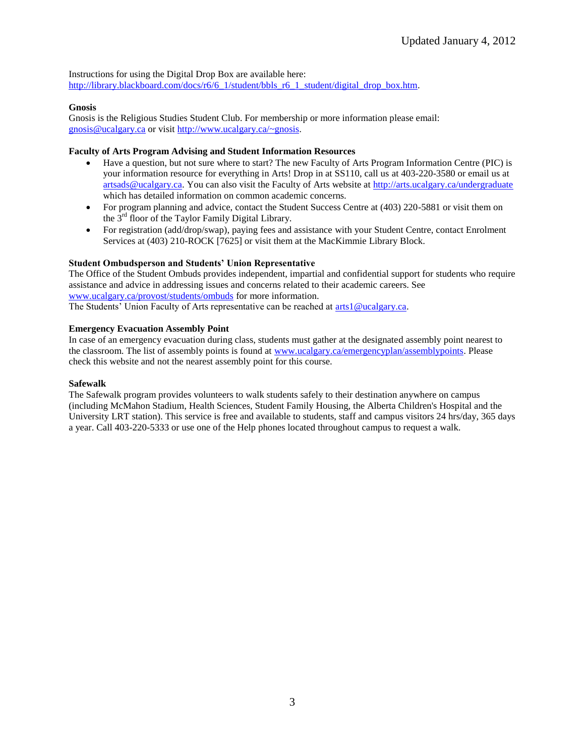Instructions for using the Digital Drop Box are available here: http://library.blackboard.com/docs/r6/6_1/student/bbls_r6_1_student/digital_drop_box.htm.

**Gnosis**

Gnosis is the Religious Studies Student Club. For membership or more information please email: gnosis@ucalgary.ca or visit http://www.ucalgary.ca/~gnosis.

**Faculty of Arts Program Advising and Student Information Resources**

- Have a question, but not sure where to start? The new Faculty of Arts Program Information Centre (PIC) is your information resource for everything in Arts! Drop in at SS110, call us at 403-220-3580 or email us at artsads@ucalgary.ca. You can also visit the Faculty of Arts website at http://arts.ucalgary.ca/undergraduate which has detailed information on common academic concerns.
- For program planning and advice, contact the Student Success Centre at (403) 220-5881 or visit them on the 3rd floor of the Taylor Family Digital Library.
- For registration (add/drop/swap), paying fees and assistance with your Student Centre, contact Enrolment Services at (403) 210-ROCK [7625] or visit them at the MacKimmie Library Block.

**Student Ombudsperson and Students' Union Representative**

The Office of the Student Ombuds provides independent, impartial and confidential support for students who require assistance and advice in addressing issues and concerns related to their academic careers. See www.ucalgary.ca/provost/students/ombuds for more information.

The Students' Union Faculty of Arts representative can be reached at arts1@ucalgary.ca.

**Emergency Evacuation Assembly Point**

In case of an emergency evacuation during class, students must gather at the designated assembly point nearest to the classroom. The list of assembly points is found at www.ucalgary.ca/emergencyplan/assemblypoints. Please check this website and not the nearest assembly point for this course.

**Safewalk**

The Safewalk program provides volunteers to walk students safely to their destination anywhere on campus (including McMahon Stadium, Health Sciences, Student Family Housing, the Alberta Children's Hospital and the University LRT station). This service is free and available to students, staff and campus visitors 24 hrs/day, 365 days a year. Call 403-220-5333 or use one of the Help phones located throughout campus to request a walk.